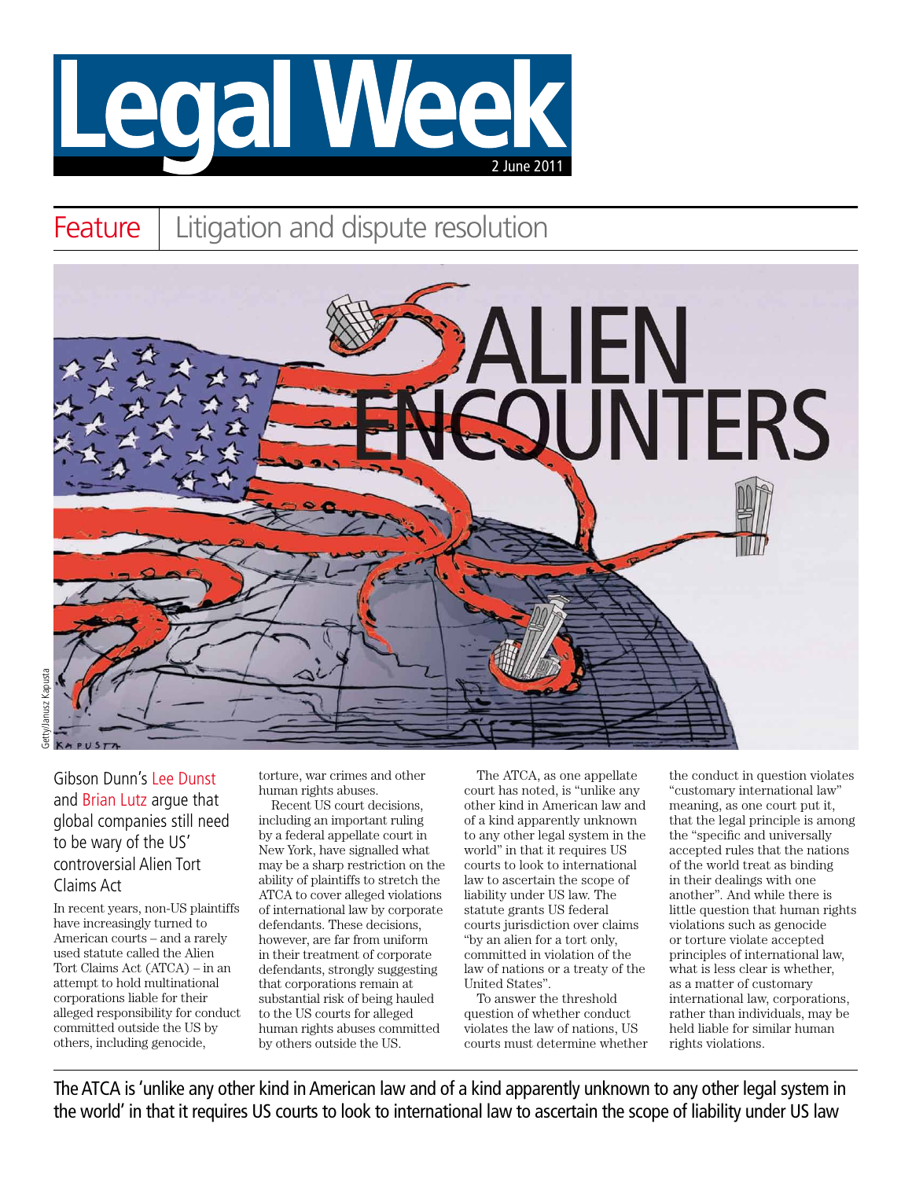# Legal Week

2 June 2011

## Feature | Litigation and dispute resolution

# ALIEN ENCOUNTERS

Getty/Janusz Kapusta

Gibson Dunn's Lee Dunst and Brian Lutz argue that global companies still need to be wary of the US' controversial Alien Tort Claims Act

In recent years, non-US plaintiffs have increasingly turned to American courts – and a rarely used statute called the Alien Tort Claims Act (ATCA) – in an attempt to hold multinational corporations liable for their alleged responsibility for conduct committed outside the US by others, including genocide, torture, war crimes and other human rights abuses.

Recent US court decisions, including an important ruling by a federal appellate court in New York, have signalled what may be a sharp restriction on the ability of plaintiffs to stretch the ATCA to cover alleged violations of international law by corporate defendants. These decisions, however, are far from uniform in their treatment of corporate defendants, strongly suggesting that corporations remain at substantial risk of being hauled to the US courts for alleged human rights abuses committed by others outside the US.

The ATCA, as one appellate court has noted, is "unlike any other kind in American law and of a kind apparently unknown to any other legal system in the world" in that it requires US courts to look to international law to ascertain the scope of liability under US law. The statute grants US federal courts jurisdiction over claims "by an alien for a tort only, committed in violation of the law of nations or a treaty of the United States".

To answer the threshold question of whether conduct violates the law of nations, US courts must determine whether the conduct in question violates "customary international law" meaning, as one court put it, that the legal principle is among the "specific and universally accepted rules that the nations of the world treat as binding in their dealings with one another". And while there is little question that human rights violations such as genocide or torture violate accepted principles of international law, what is less clear is whether, as a matter of customary international law, corporations, rather than individuals, may be held liable for similar human rights violations.

The ATCA is 'unlike any other kind in American law and of a kind apparently unknown to any other legal system in the world' in that it requires US courts to look to international law to ascertain the scope of liability under US law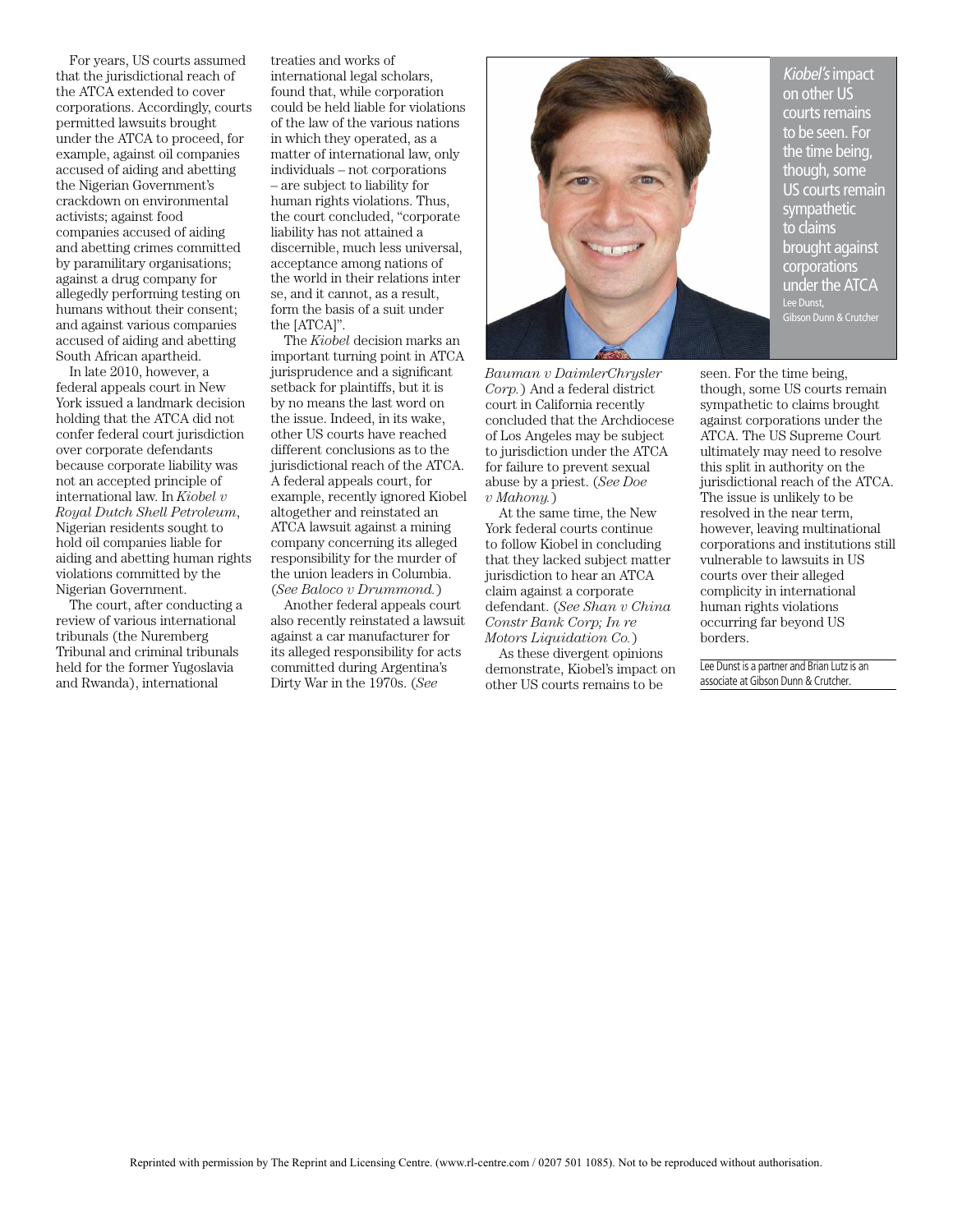For years, US courts assumed that the jurisdictional reach of the ATCA extended to cover corporations. Accordingly, courts permitted lawsuits brought under the ATCA to proceed, for example, against oil companies accused of aiding and abetting the Nigerian Government's crackdown on environmental activists; against food companies accused of aiding and abetting crimes committed by paramilitary organisations; against a drug company for allegedly performing testing on humans without their consent; and against various companies accused of aiding and abetting South African apartheid.

In late 2010, however, a federal appeals court in New York issued a landmark decision holding that the ATCA did not confer federal court jurisdiction over corporate defendants because corporate liability was not an accepted principle of international law. In *Kiobel v Royal Dutch Shell Petroleum*, Nigerian residents sought to hold oil companies liable for aiding and abetting human rights violations committed by the Nigerian Government.

The court, after conducting a review of various international tribunals (the Nuremberg Tribunal and criminal tribunals held for the former Yugoslavia and Rwanda), international treaties and works of international legal scholars, found that, while corporation could be held liable for violations of the law of the various nations in which they operated, as a matter of international law, only individuals – not corporations – are subject to liability for human rights violations. Thus, the court concluded, "corporate liability has not attained a discernible, much less universal, acceptance among nations of the world in their relations inter se, and it cannot, as a result, form the basis of a suit under the [ATCA]".

The *Kiobel* decision marks an important turning point in ATCA jurisprudence and a significant setback for plaintiffs, but it is by no means the last word on the issue. Indeed, in its wake, other US courts have reached different conclusions as to the jurisdictional reach of the ATCA. A federal appeals court, for example, recently ignored Kiobel altogether and reinstated an ATCA lawsuit against a mining company concerning its alleged responsibility for the murder of the union leaders in Columbia. (*See Baloco v Drummond.*)

Another federal appeals court also recently reinstated a lawsuit against a car manufacturer for its alleged responsibility for acts committed during Argentina's Dirty War in the 1970s. (*See Bauman v DaimlerChrysler Corp.*) And a federal district court in California recently concluded that the Archdiocese of Los Angeles may be subject to jurisdiction under the ATCA for failure to prevent sexual abuse by a priest. (*See Doe v Mahony.*)

At the same time, the New York federal courts continue to follow Kiobel in concluding that they lacked subject matter jurisdiction to hear an ATCA claim against a corporate defendant. (*See Shan v China Constr Bank Corp; In re Motors Liquidation Co.*)

As these divergent opinions demonstrate, Kiobel's impact on other US courts remains to be seen. For the time being, though, some US courts remain sympathetic to claims brought against corporations under the ATCA. The US Supreme Court ultimately may need to resolve this split in authority on the jurisdictional reach of the ATCA. The issue is unlikely to be resolved in the near term, however, leaving multinational corporations and institutions still vulnerable to lawsuits in US courts over their alleged complicity in international human rights violations occurring far beyond US borders.

*Kiobel's* impact on other US courts remains to be seen. For the time being, though, some US courts remain sympathetic to claims brought against corporations under the ATCA
Lee Dunst,
Gibson Dunn & Crutcher

Lee Dunst is a partner and Brian Lutz is an associate at Gibson Dunn & Crutcher.

Reprinted with permission by The Reprint and Licensing Centre. (www.rl-centre.com / 0207 501 1085). Not to be reproduced without authorisation.